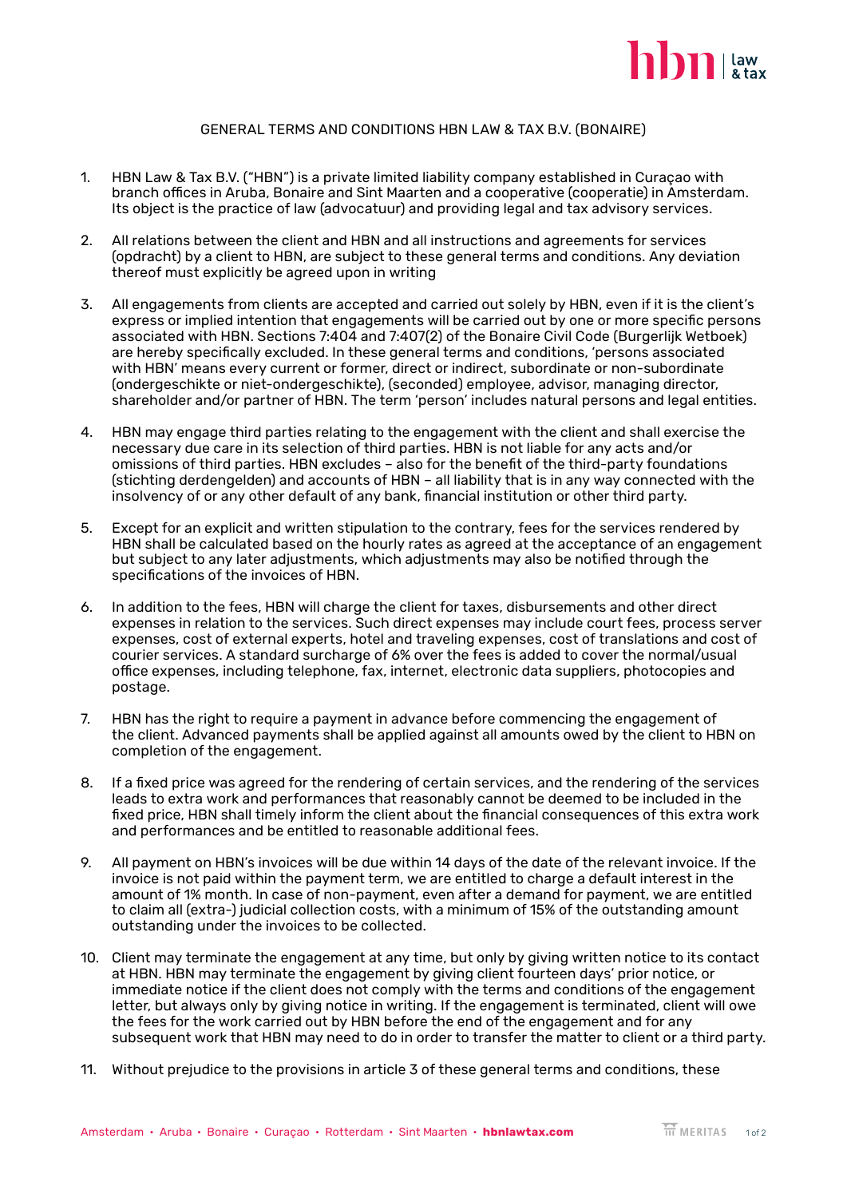# GENERAL TERMS AND CONDITIONS HBN LAW & TAX B.V. (BONAIRE)

1. HBN Law & Tax B.V. ("HBN") is a private limited liability company established in Curaçao with branch offices in Aruba, Bonaire and Sint Maarten and a cooperative (cooperatie) in Amsterdam. Its object is the practice of law (advocatuur) and providing legal and tax advisory services.

2. All relations between the client and HBN and all instructions and agreements for services (opdracht) by a client to HBN, are subject to these general terms and conditions. Any deviation thereof must explicitly be agreed upon in writing

3. All engagements from clients are accepted and carried out solely by HBN, even if it is the client's express or implied intention that engagements will be carried out by one or more specific persons associated with HBN. Sections 7:404 and 7:407(2) of the Bonaire Civil Code (Burgerlijk Wetboek) are hereby specifically excluded. In these general terms and conditions, 'persons associated with HBN' means every current or former, direct or indirect, subordinate or non-subordinate (ondergeschikte or niet-ondergeschikte), (seconded) employee, advisor, managing director, shareholder and/or partner of HBN. The term 'person' includes natural persons and legal entities.

4. HBN may engage third parties relating to the engagement with the client and shall exercise the necessary due care in its selection of third parties. HBN is not liable for any acts and/or omissions of third parties. HBN excludes – also for the benefit of the third-party foundations (stichting derdengelden) and accounts of HBN – all liability that is in any way connected with the insolvency of or any other default of any bank, financial institution or other third party.

5. Except for an explicit and written stipulation to the contrary, fees for the services rendered by HBN shall be calculated based on the hourly rates as agreed at the acceptance of an engagement but subject to any later adjustments, which adjustments may also be notified through the specifications of the invoices of HBN.

6. In addition to the fees, HBN will charge the client for taxes, disbursements and other direct expenses in relation to the services. Such direct expenses may include court fees, process server expenses, cost of external experts, hotel and traveling expenses, cost of translations and cost of courier services. A standard surcharge of 6% over the fees is added to cover the normal/usual office expenses, including telephone, fax, internet, electronic data suppliers, photocopies and postage.

7. HBN has the right to require a payment in advance before commencing the engagement of the client. Advanced payments shall be applied against all amounts owed by the client to HBN on completion of the engagement.

8. If a fixed price was agreed for the rendering of certain services, and the rendering of the services leads to extra work and performances that reasonably cannot be deemed to be included in the fixed price, HBN shall timely inform the client about the financial consequences of this extra work and performances and be entitled to reasonable additional fees.

9. All payment on HBN's invoices will be due within 14 days of the date of the relevant invoice. If the invoice is not paid within the payment term, we are entitled to charge a default interest in the amount of 1% month. In case of non-payment, even after a demand for payment, we are entitled to claim all (extra-) judicial collection costs, with a minimum of 15% of the outstanding amount outstanding under the invoices to be collected.

10. Client may terminate the engagement at any time, but only by giving written notice to its contact at HBN. HBN may terminate the engagement by giving client fourteen days' prior notice, or immediate notice if the client does not comply with the terms and conditions of the engagement letter, but always only by giving notice in writing. If the engagement is terminated, client will owe the fees for the work carried out by HBN before the end of the engagement and for any subsequent work that HBN may need to do in order to transfer the matter to client or a third party.

11. Without prejudice to the provisions in article 3 of these general terms and conditions, these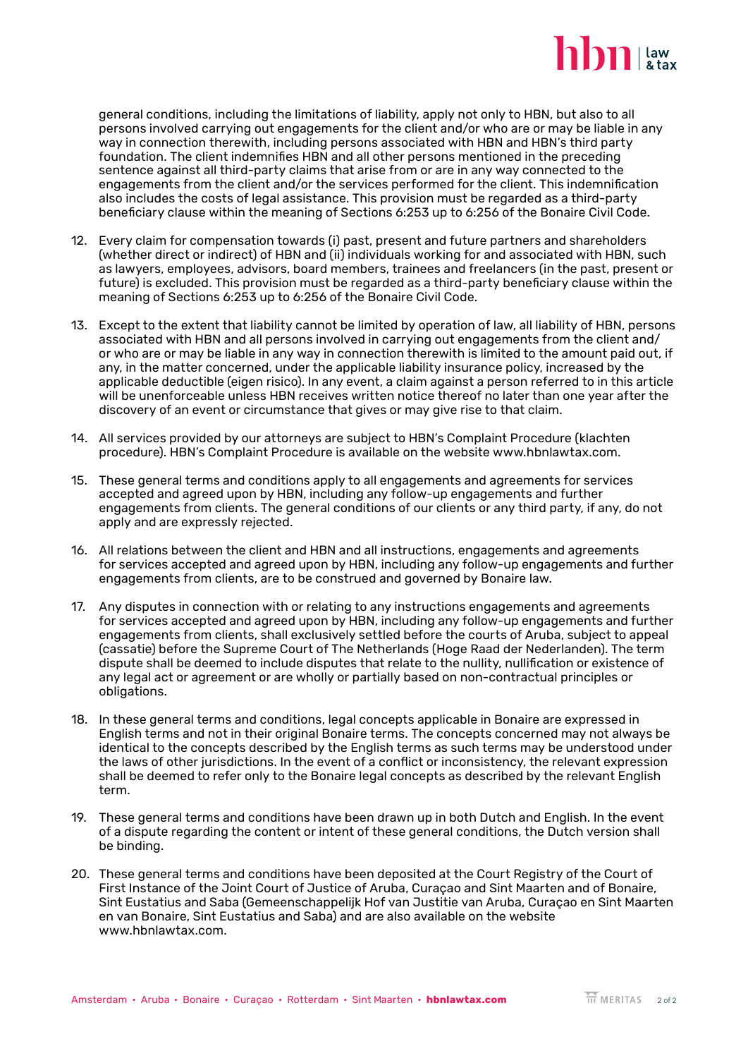general conditions, including the limitations of liability, apply not only to HBN, but also to all persons involved carrying out engagements for the client and/or who are or may be liable in any way in connection therewith, including persons associated with HBN and HBN's third party foundation. The client indemnifies HBN and all other persons mentioned in the preceding sentence against all third-party claims that arise from or are in any way connected to the engagements from the client and/or the services performed for the client. This indemnification also includes the costs of legal assistance. This provision must be regarded as a third-party beneficiary clause within the meaning of Sections 6:253 up to 6:256 of the Bonaire Civil Code.

12. Every claim for compensation towards (i) past, present and future partners and shareholders (whether direct or indirect) of HBN and (ii) individuals working for and associated with HBN, such as lawyers, employees, advisors, board members, trainees and freelancers (in the past, present or future) is excluded. This provision must be regarded as a third-party beneficiary clause within the meaning of Sections 6:253 up to 6:256 of the Bonaire Civil Code.

13. Except to the extent that liability cannot be limited by operation of law, all liability of HBN, persons associated with HBN and all persons involved in carrying out engagements from the client and/ or who are or may be liable in any way in connection therewith is limited to the amount paid out, if any, in the matter concerned, under the applicable liability insurance policy, increased by the applicable deductible (eigen risico). In any event, a claim against a person referred to in this article will be unenforceable unless HBN receives written notice thereof no later than one year after the discovery of an event or circumstance that gives or may give rise to that claim.

14. All services provided by our attorneys are subject to HBN's Complaint Procedure (klachten procedure). HBN's Complaint Procedure is available on the website www.hbnlawtax.com.

15. These general terms and conditions apply to all engagements and agreements for services accepted and agreed upon by HBN, including any follow-up engagements and further engagements from clients. The general conditions of our clients or any third party, if any, do not apply and are expressly rejected.

16. All relations between the client and HBN and all instructions, engagements and agreements for services accepted and agreed upon by HBN, including any follow-up engagements and further engagements from clients, are to be construed and governed by Bonaire law.

17. Any disputes in connection with or relating to any instructions engagements and agreements for services accepted and agreed upon by HBN, including any follow-up engagements and further engagements from clients, shall exclusively settled before the courts of Aruba, subject to appeal (cassatie) before the Supreme Court of The Netherlands (Hoge Raad der Nederlanden). The term dispute shall be deemed to include disputes that relate to the nullity, nullification or existence of any legal act or agreement or are wholly or partially based on non-contractual principles or obligations.

18. In these general terms and conditions, legal concepts applicable in Bonaire are expressed in English terms and not in their original Bonaire terms. The concepts concerned may not always be identical to the concepts described by the English terms as such terms may be understood under the laws of other jurisdictions. In the event of a conflict or inconsistency, the relevant expression shall be deemed to refer only to the Bonaire legal concepts as described by the relevant English term.

19. These general terms and conditions have been drawn up in both Dutch and English. In the event of a dispute regarding the content or intent of these general conditions, the Dutch version shall be binding.

20. These general terms and conditions have been deposited at the Court Registry of the Court of First Instance of the Joint Court of Justice of Aruba, Curaçao and Sint Maarten and of Bonaire, Sint Eustatius and Saba (Gemeenschappelijk Hof van Justitie van Aruba, Curaçao en Sint Maarten en van Bonaire, Sint Eustatius and Saba) and are also available on the website www.hbnlawtax.com.